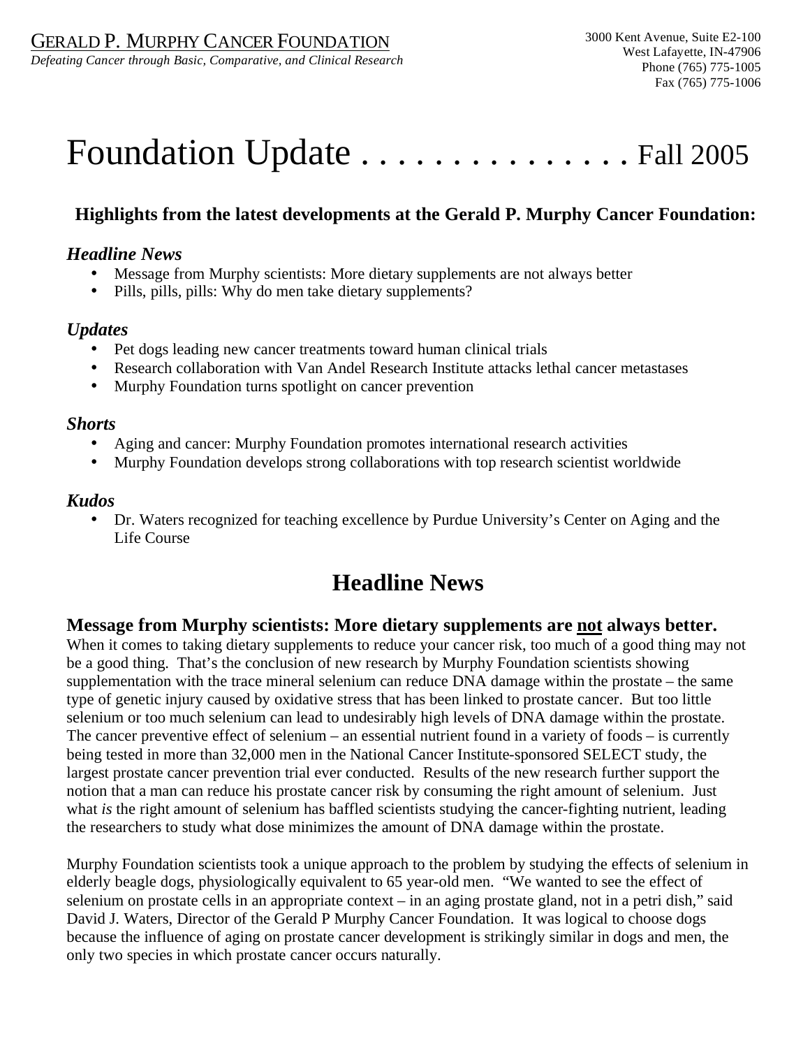GERALD P. MURPHY CANCER FOUNDATION

*Defeating Cancer through Basic, Comparative, and Clinical Research*

3000 Kent Avenue, Suite E2-100
West Lafayette, IN-47906
Phone (765) 775-1005
Fax (765) 775-1006

# Foundation Update . . . . . . . . . . . . . . . Fall 2005

### Highlights from the latest developments at the Gerald P. Murphy Cancer Foundation:

***Headline News***

- Message from Murphy scientists: More dietary supplements are not always better
- Pills, pills, pills: Why do men take dietary supplements?

***Updates***

- Pet dogs leading new cancer treatments toward human clinical trials
- Research collaboration with Van Andel Research Institute attacks lethal cancer metastases
- Murphy Foundation turns spotlight on cancer prevention

***Shorts***

- Aging and cancer: Murphy Foundation promotes international research activities
- Murphy Foundation develops strong collaborations with top research scientist worldwide

***Kudos***

- Dr. Waters recognized for teaching excellence by Purdue University's Center on Aging and the Life Course

## Headline News

### Message from Murphy scientists: More dietary supplements are <u>not</u> always better.

When it comes to taking dietary supplements to reduce your cancer risk, too much of a good thing may not be a good thing. That's the conclusion of new research by Murphy Foundation scientists showing supplementation with the trace mineral selenium can reduce DNA damage within the prostate – the same type of genetic injury caused by oxidative stress that has been linked to prostate cancer. But too little selenium or too much selenium can lead to undesirably high levels of DNA damage within the prostate. The cancer preventive effect of selenium – an essential nutrient found in a variety of foods – is currently being tested in more than 32,000 men in the National Cancer Institute-sponsored SELECT study, the largest prostate cancer prevention trial ever conducted. Results of the new research further support the notion that a man can reduce his prostate cancer risk by consuming the right amount of selenium. Just what *is* the right amount of selenium has baffled scientists studying the cancer-fighting nutrient, leading the researchers to study what dose minimizes the amount of DNA damage within the prostate.

Murphy Foundation scientists took a unique approach to the problem by studying the effects of selenium in elderly beagle dogs, physiologically equivalent to 65 year-old men. "We wanted to see the effect of selenium on prostate cells in an appropriate context – in an aging prostate gland, not in a petri dish," said David J. Waters, Director of the Gerald P Murphy Cancer Foundation. It was logical to choose dogs because the influence of aging on prostate cancer development is strikingly similar in dogs and men, the only two species in which prostate cancer occurs naturally.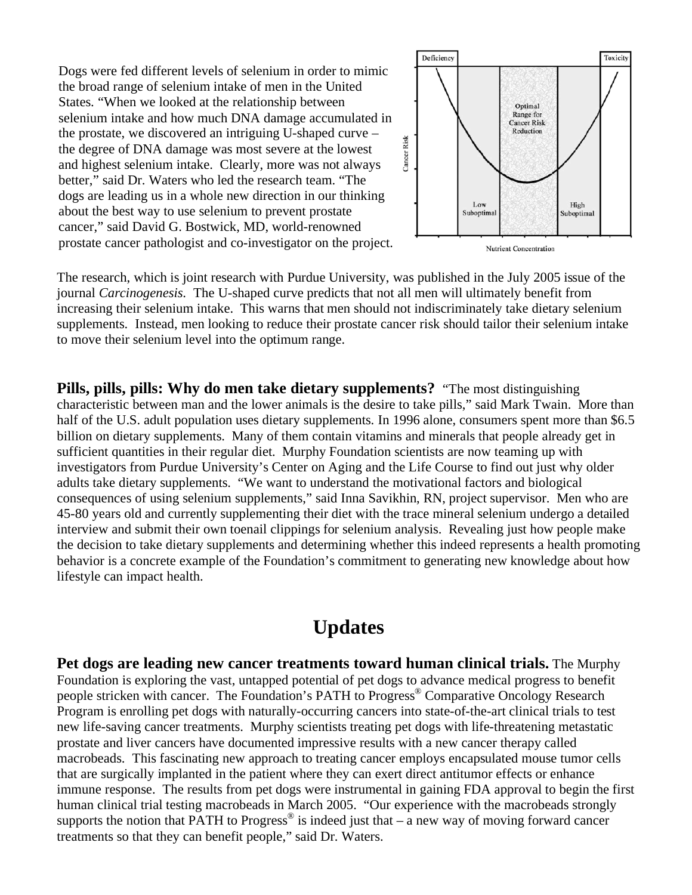Dogs were fed different levels of selenium in order to mimic the broad range of selenium intake of men in the United States. "When we looked at the relationship between selenium intake and how much DNA damage accumulated in the prostate, we discovered an intriguing U-shaped curve – the degree of DNA damage was most severe at the lowest and highest selenium intake. Clearly, more was not always better," said Dr. Waters who led the research team. "The dogs are leading us in a whole new direction in our thinking about the best way to use selenium to prevent prostate cancer," said David G. Bostwick, MD, world-renowned prostate cancer pathologist and co-investigator on the project.

The research, which is joint research with Purdue University, was published in the July 2005 issue of the journal *Carcinogenesis*. The U-shaped curve predicts that not all men will ultimately benefit from increasing their selenium intake. This warns that men should not indiscriminately take dietary selenium supplements. Instead, men looking to reduce their prostate cancer risk should tailor their selenium intake to move their selenium level into the optimum range.

**Pills, pills, pills: Why do men take dietary supplements?** "The most distinguishing characteristic between man and the lower animals is the desire to take pills," said Mark Twain. More than half of the U.S. adult population uses dietary supplements. In 1996 alone, consumers spent more than $6.5 billion on dietary supplements. Many of them contain vitamins and minerals that people already get in sufficient quantities in their regular diet. Murphy Foundation scientists are now teaming up with investigators from Purdue University's Center on Aging and the Life Course to find out just why older adults take dietary supplements. "We want to understand the motivational factors and biological consequences of using selenium supplements," said Inna Savikhin, RN, project supervisor. Men who are 45-80 years old and currently supplementing their diet with the trace mineral selenium undergo a detailed interview and submit their own toenail clippings for selenium analysis. Revealing just how people make the decision to take dietary supplements and determining whether this indeed represents a health promoting behavior is a concrete example of the Foundation's commitment to generating new knowledge about how lifestyle can impact health.

# Updates

**Pet dogs are leading new cancer treatments toward human clinical trials.** The Murphy Foundation is exploring the vast, untapped potential of pet dogs to advance medical progress to benefit people stricken with cancer. The Foundation's PATH to Progress® Comparative Oncology Research Program is enrolling pet dogs with naturally-occurring cancers into state-of-the-art clinical trials to test new life-saving cancer treatments. Murphy scientists treating pet dogs with life-threatening metastatic prostate and liver cancers have documented impressive results with a new cancer therapy called macrobeads. This fascinating new approach to treating cancer employs encapsulated mouse tumor cells that are surgically implanted in the patient where they can exert direct antitumor effects or enhance immune response. The results from pet dogs were instrumental in gaining FDA approval to begin the first human clinical trial testing macrobeads in March 2005. "Our experience with the macrobeads strongly supports the notion that PATH to Progress® is indeed just that – a new way of moving forward cancer treatments so that they can benefit people," said Dr. Waters.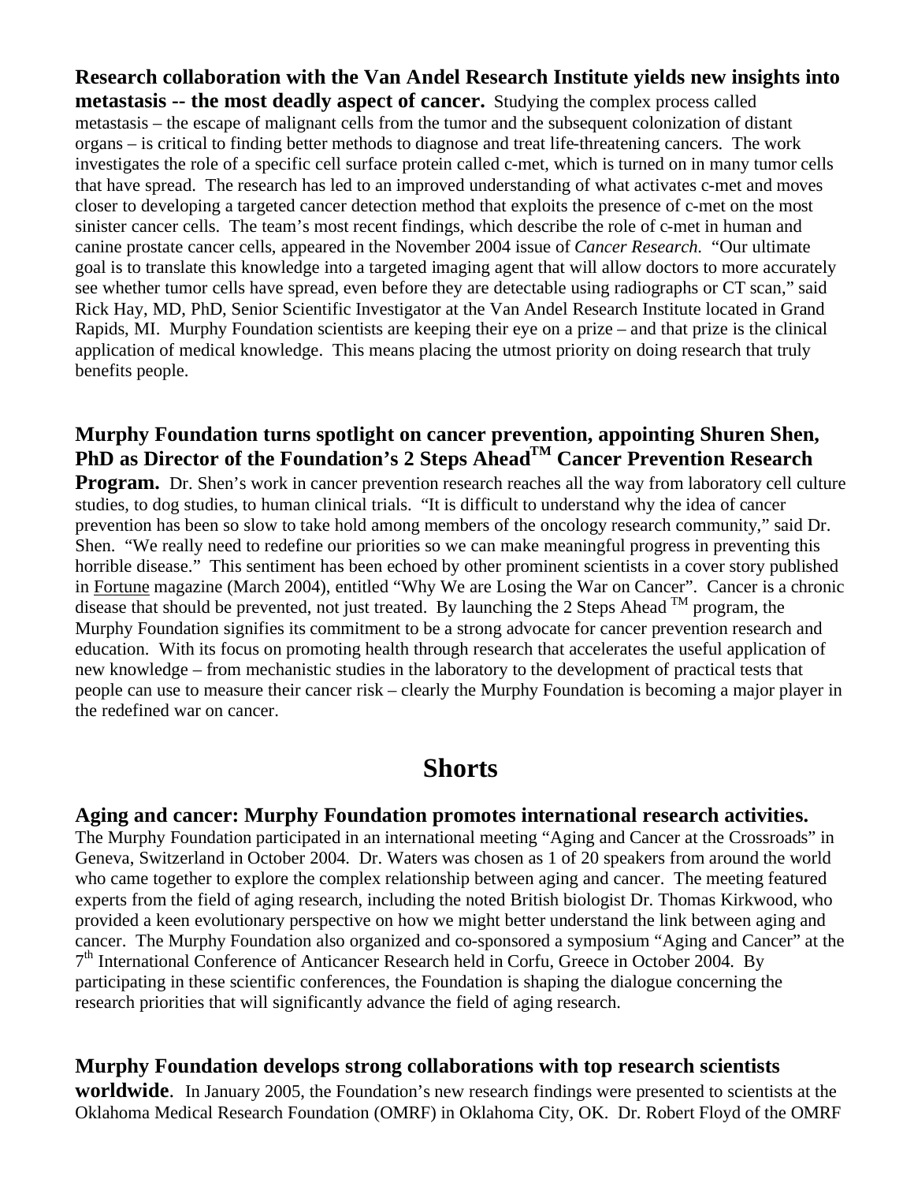**Research collaboration with the Van Andel Research Institute yields new insights into metastasis -- the most deadly aspect of cancer.** Studying the complex process called metastasis – the escape of malignant cells from the tumor and the subsequent colonization of distant organs – is critical to finding better methods to diagnose and treat life-threatening cancers. The work investigates the role of a specific cell surface protein called c-met, which is turned on in many tumor cells that have spread. The research has led to an improved understanding of what activates c-met and moves closer to developing a targeted cancer detection method that exploits the presence of c-met on the most sinister cancer cells. The team's most recent findings, which describe the role of c-met in human and canine prostate cancer cells, appeared in the November 2004 issue of *Cancer Research*. "Our ultimate goal is to translate this knowledge into a targeted imaging agent that will allow doctors to more accurately see whether tumor cells have spread, even before they are detectable using radiographs or CT scan," said Rick Hay, MD, PhD, Senior Scientific Investigator at the Van Andel Research Institute located in Grand Rapids, MI. Murphy Foundation scientists are keeping their eye on a prize – and that prize is the clinical application of medical knowledge. This means placing the utmost priority on doing research that truly benefits people.

**Murphy Foundation turns spotlight on cancer prevention, appointing Shuren Shen, PhD as Director of the Foundation's 2 Steps Ahead™ Cancer Prevention Research Program.** Dr. Shen's work in cancer prevention research reaches all the way from laboratory cell culture studies, to dog studies, to human clinical trials. "It is difficult to understand why the idea of cancer prevention has been so slow to take hold among members of the oncology research community," said Dr. Shen. "We really need to redefine our priorities so we can make meaningful progress in preventing this horrible disease." This sentiment has been echoed by other prominent scientists in a cover story published in Fortune magazine (March 2004), entitled "Why We are Losing the War on Cancer". Cancer is a chronic disease that should be prevented, not just treated. By launching the 2 Steps Ahead ™ program, the Murphy Foundation signifies its commitment to be a strong advocate for cancer prevention research and education. With its focus on promoting health through research that accelerates the useful application of new knowledge – from mechanistic studies in the laboratory to the development of practical tests that people can use to measure their cancer risk – clearly the Murphy Foundation is becoming a major player in the redefined war on cancer.

# Shorts

**Aging and cancer: Murphy Foundation promotes international research activities.** The Murphy Foundation participated in an international meeting "Aging and Cancer at the Crossroads" in Geneva, Switzerland in October 2004. Dr. Waters was chosen as 1 of 20 speakers from around the world who came together to explore the complex relationship between aging and cancer. The meeting featured experts from the field of aging research, including the noted British biologist Dr. Thomas Kirkwood, who provided a keen evolutionary perspective on how we might better understand the link between aging and cancer. The Murphy Foundation also organized and co-sponsored a symposium "Aging and Cancer" at the 7th International Conference of Anticancer Research held in Corfu, Greece in October 2004. By participating in these scientific conferences, the Foundation is shaping the dialogue concerning the research priorities that will significantly advance the field of aging research.

**Murphy Foundation develops strong collaborations with top research scientists worldwide**. In January 2005, the Foundation's new research findings were presented to scientists at the Oklahoma Medical Research Foundation (OMRF) in Oklahoma City, OK. Dr. Robert Floyd of the OMRF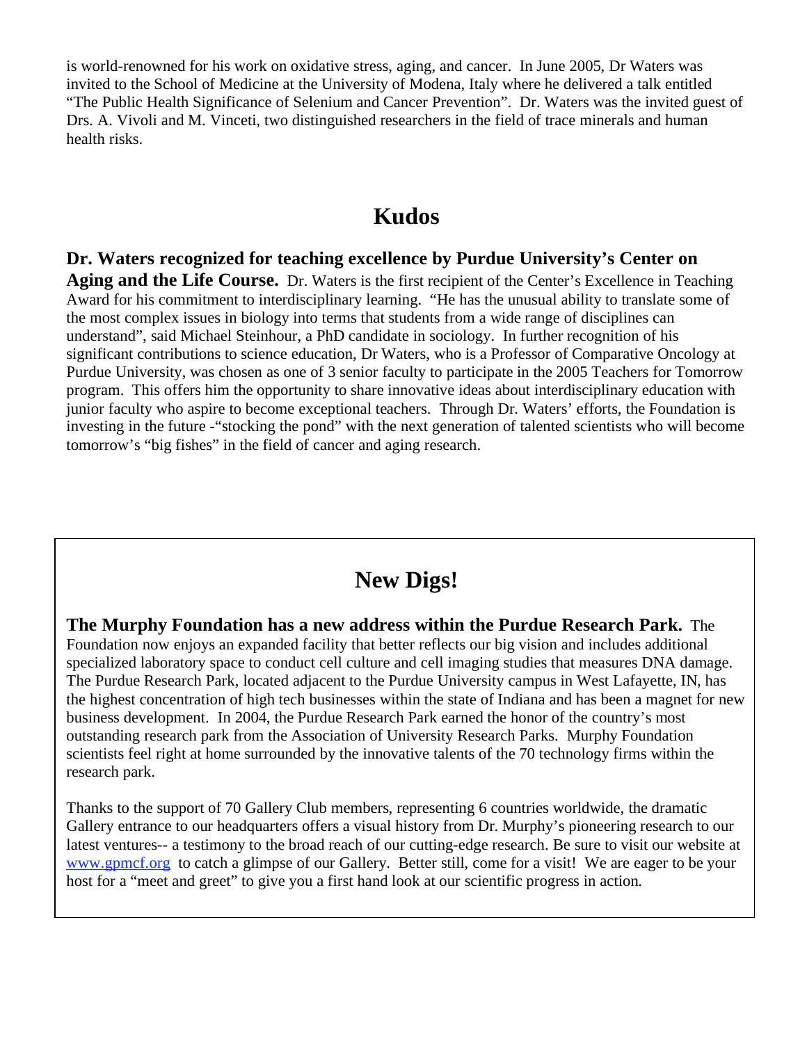is world-renowned for his work on oxidative stress, aging, and cancer. In June 2005, Dr Waters was invited to the School of Medicine at the University of Modena, Italy where he delivered a talk entitled "The Public Health Significance of Selenium and Cancer Prevention". Dr. Waters was the invited guest of Drs. A. Vivoli and M. Vinceti, two distinguished researchers in the field of trace minerals and human health risks.

# Kudos

**Dr. Waters recognized for teaching excellence by Purdue University's Center on Aging and the Life Course.** Dr. Waters is the first recipient of the Center's Excellence in Teaching Award for his commitment to interdisciplinary learning. "He has the unusual ability to translate some of the most complex issues in biology into terms that students from a wide range of disciplines can understand", said Michael Steinhour, a PhD candidate in sociology. In further recognition of his significant contributions to science education, Dr Waters, who is a Professor of Comparative Oncology at Purdue University, was chosen as one of 3 senior faculty to participate in the 2005 Teachers for Tomorrow program. This offers him the opportunity to share innovative ideas about interdisciplinary education with junior faculty who aspire to become exceptional teachers. Through Dr. Waters' efforts, the Foundation is investing in the future -"stocking the pond" with the next generation of talented scientists who will become tomorrow's "big fishes" in the field of cancer and aging research.

# New Digs!

**The Murphy Foundation has a new address within the Purdue Research Park.** The Foundation now enjoys an expanded facility that better reflects our big vision and includes additional specialized laboratory space to conduct cell culture and cell imaging studies that measures DNA damage. The Purdue Research Park, located adjacent to the Purdue University campus in West Lafayette, IN, has the highest concentration of high tech businesses within the state of Indiana and has been a magnet for new business development. In 2004, the Purdue Research Park earned the honor of the country's most outstanding research park from the Association of University Research Parks. Murphy Foundation scientists feel right at home surrounded by the innovative talents of the 70 technology firms within the research park.

Thanks to the support of 70 Gallery Club members, representing 6 countries worldwide, the dramatic Gallery entrance to our headquarters offers a visual history from Dr. Murphy's pioneering research to our latest ventures-- a testimony to the broad reach of our cutting-edge research. Be sure to visit our website at [www.gpmcf.org](http://www.gpmcf.org) to catch a glimpse of our Gallery. Better still, come for a visit! We are eager to be your host for a "meet and greet" to give you a first hand look at our scientific progress in action.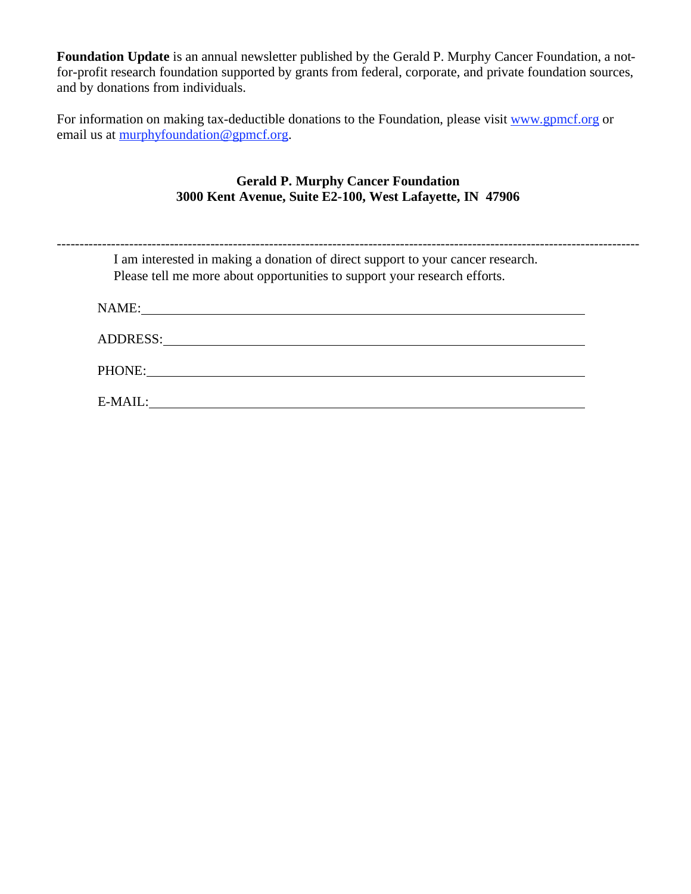**Foundation Update** is an annual newsletter published by the Gerald P. Murphy Cancer Foundation, a not-for-profit research foundation supported by grants from federal, corporate, and private foundation sources, and by donations from individuals.

For information on making tax-deductible donations to the Foundation, please visit [www.gpmcf.org](http://www.gpmcf.org) or email us at [murphyfoundation@gpmcf.org](mailto:murphyfoundation@gpmcf.org).

**Gerald P. Murphy Cancer Foundation**
**3000 Kent Avenue, Suite E2-100, West Lafayette, IN 47906**

---

I am interested in making a donation of direct support to your cancer research.
Please tell me more about opportunities to support your research efforts.

NAME: ______________________________________________

ADDRESS: ___________________________________________

PHONE: _____________________________________________

E-MAIL: _____________________________________________